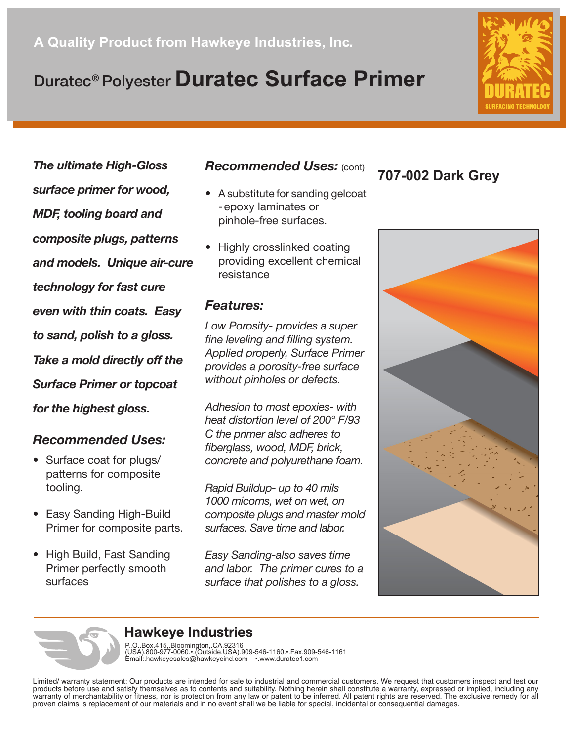A Quality Product from Hawkeye Industries, Inc.

# Duratec® Polyester **Duratec Surface Primer**

***The ultimate High-Gloss surface primer for wood, MDF, tooling board and composite plugs, patterns and models. Unique air-cure technology for fast cure even with thin coats. Easy to sand, polish to a gloss. Take a mold directly off the Surface Primer or topcoat for the highest gloss.***

## *Recommended Uses:*

- Surface coat for plugs/ patterns for composite tooling.
- Easy Sanding High-Build Primer for composite parts.
- High Build, Fast Sanding Primer perfectly smooth surfaces

## *Recommended Uses:* (cont)

- A substitute for sanding gelcoat - epoxy laminates or pinhole-free surfaces.
- Highly crosslinked coating providing excellent chemical resistance

## *Features:*

*Low Porosity- provides a super fine leveling and filling system. Applied properly, Surface Primer provides a porosity-free surface without pinholes or defects.*

*Adhesion to most epoxies- with heat distortion level of 200° F/93 C the primer also adheres to fiberglass, wood, MDF, brick, concrete and polyurethane foam.*

*Rapid Buildup- up to 40 mils 1000 micorns, wet on wet, on composite plugs and master mold surfaces. Save time and labor.*

*Easy Sanding-also saves time and labor. The primer cures to a surface that polishes to a gloss.*

## 707-002 Dark Grey

### Hawkeye Industries

P.O. Box 415, Bloomington, CA 92316
(USA) 800-977-0060 • (Outside USA) 909-546-1160 • Fax 909-546-1161
Email: hawkeyesales@hawkeyeind.com • www.duratec1.com

Limited/ warranty statement: Our products are intended for sale to industrial and commercial customers. We request that customers inspect and test our products before use and satisfy themselves as to contents and suitability. Nothing herein shall constitute a warranty, expressed or implied, including any warranty of merchantability or fitness, nor is protection from any law or patent to be inferred. All patent rights are reserved. The exclusive remedy for all proven claims is replacement of our materials and in no event shall we be liable for special, incidental or consequential damages.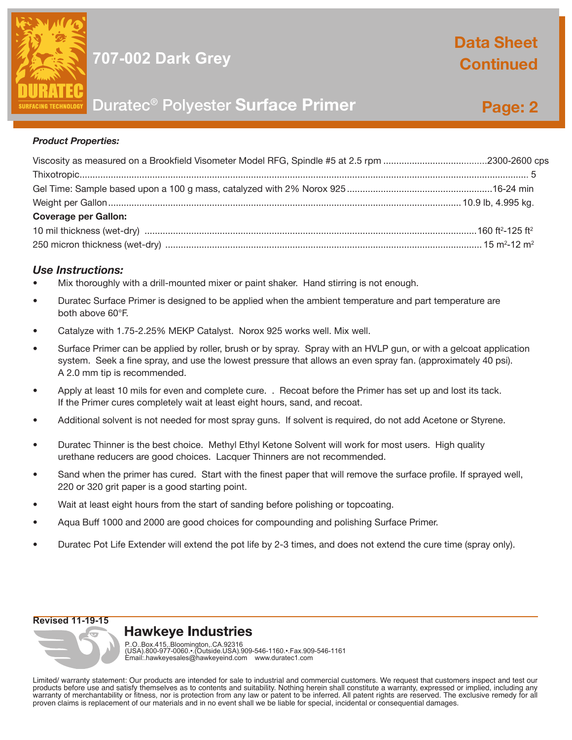# 707-002 Dark Grey

## Duratec® Polyester Surface Primer

**Data Sheet Continued**

***Product Properties:***

Viscosity as measured on a Brookfield Visometer Model RFG, Spindle #5 at 2.5 rpm ........................................2300-2600 cps
Thixotropic........................................................................................................................................................ 5
Gel Time: Sample based upon a 100 g mass, catalyzed with 2% Norox 925.......................................................16-24 min
Weight per Gallon....................................................................................................................................10.9 lb, 4.995 kg.

**Coverage per Gallon:**

10 mil thickness (wet-dry) ...............................................................................................................160 $ft^2$-125 $ft^2$
250 micron thickness (wet-dry) .........................................................................................................15 $m^2$-12 $m^2$

### *Use Instructions:*

- Mix thoroughly with a drill-mounted mixer or paint shaker. Hand stirring is not enough.
- Duratec Surface Primer is designed to be applied when the ambient temperature and part temperature are both above 60°F.
- Catalyze with 1.75-2.25% MEKP Catalyst. Norox 925 works well. Mix well.
- Surface Primer can be applied by roller, brush or by spray. Spray with an HVLP gun, or with a gelcoat application system. Seek a fine spray, and use the lowest pressure that allows an even spray fan. (approximately 40 psi). A 2.0 mm tip is recommended.
- Apply at least 10 mils for even and complete cure. . Recoat before the Primer has set up and lost its tack. If the Primer cures completely wait at least eight hours, sand, and recoat.
- Additional solvent is not needed for most spray guns. If solvent is required, do not add Acetone or Styrene.
- Duratec Thinner is the best choice. Methyl Ethyl Ketone Solvent will work for most users. High quality urethane reducers are good choices. Lacquer Thinners are not recommended.
- Sand when the primer has cured. Start with the finest paper that will remove the surface profile. If sprayed well, 220 or 320 grit paper is a good starting point.
- Wait at least eight hours from the start of sanding before polishing or topcoating.
- Aqua Buff 1000 and 2000 are good choices for compounding and polishing Surface Primer.
- Duratec Pot Life Extender will extend the pot life by 2-3 times, and does not extend the cure time (spray only).

**Revised 11-19-15**

**Hawkeye Industries**
P..O..Box.415,.Bloomington,.CA.92316
(USA).800-977-0060.•.(Outside.USA).909-546-1160.•.Fax.909-546-1161
Email:.hawkeyesales@hawkeyeind.com www.duratec1.com

Limited/ warranty statement: Our products are intended for sale to industrial and commercial customers. We request that customers inspect and test our products before use and satisfy themselves as to contents and suitability. Nothing herein shall constitute a warranty, expressed or implied, including any warranty of merchantability or fitness, nor is protection from any law or patent to be inferred. All patent rights are reserved. The exclusive remedy for all proven claims is replacement of our materials and in no event shall we be liable for special, incidental or consequential damages.